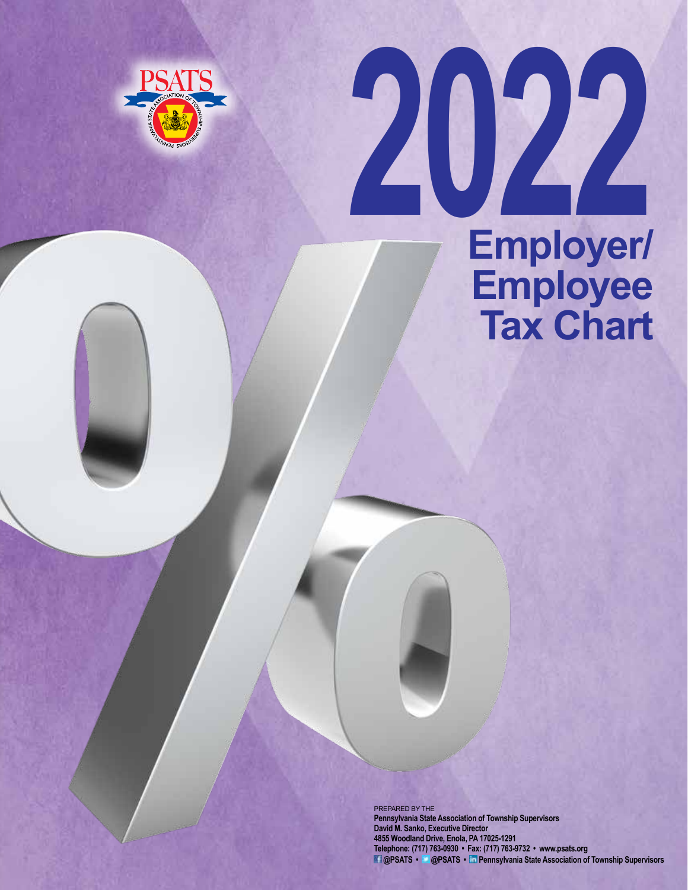PSATS

# 2022 Employer/ Employee Tax Chart

PREPARED BY THE

**Pennsylvania State Association of Township Supervisors**

**David M. Sanko, Executive Director**

**4855 Woodland Drive, Enola, PA 17025-1291**

**Telephone: (717) 763-0930 • Fax: (717) 763-9732 • www.psats.org**

**@PSATS • @PSATS • Pennsylvania State Association of Township Supervisors**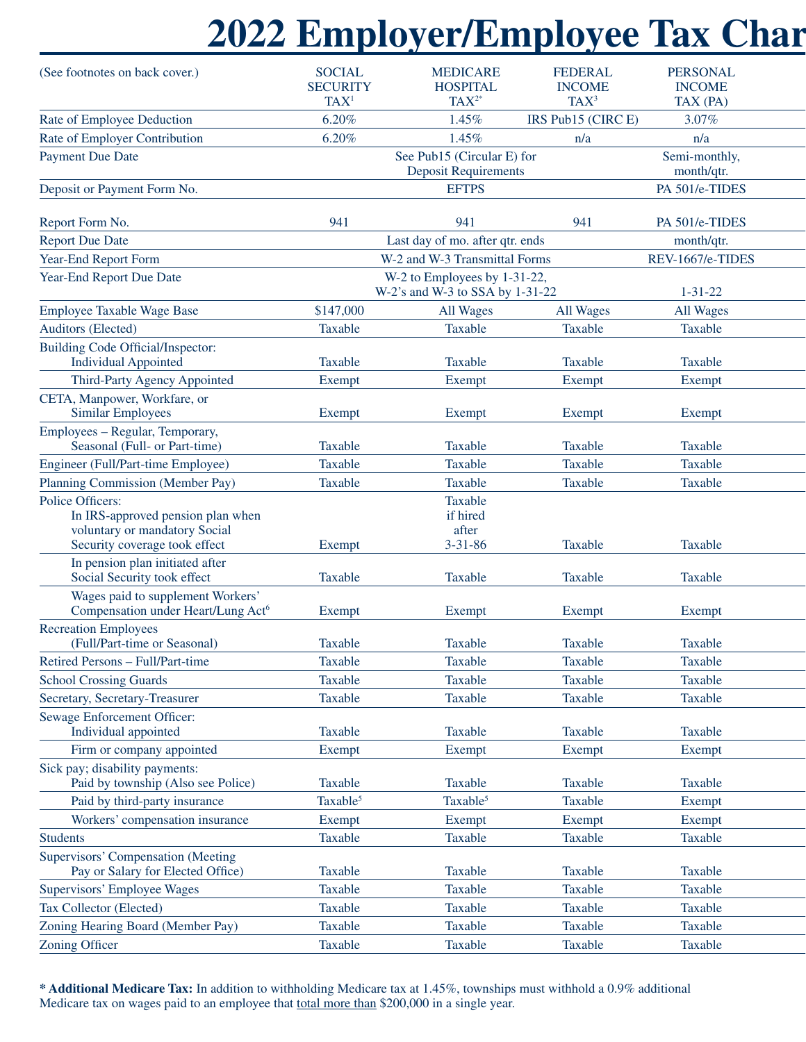# 2022 Employer/Employee Tax Char

| (See footnotes on back cover.) | SOCIAL SECURITY TAX[1] | MEDICARE HOSPITAL TAX[2*] | FEDERAL INCOME TAX[3] | PERSONAL INCOME TAX (PA) |
|---|---|---|---|---|
| Rate of Employee Deduction | 6.20% | 1.45% | IRS Pub15 (CIRC E) | 3.07% |
| Rate of Employer Contribution | 6.20% | 1.45% | n/a | n/a |
| Payment Due Date | | See Pub15 (Circular E) for Deposit Requirements | | Semi-monthly, month/qtr. |
| Deposit or Payment Form No. | | EFTPS | | PA 501/e-TIDES |
| Report Form No. | 941 | 941 | 941 | PA 501/e-TIDES |
| Report Due Date | | Last day of mo. after qtr. ends | | month/qtr. |
| Year-End Report Form | | W-2 and W-3 Transmittal Forms | | REV-1667/e-TIDES |
| Year-End Report Due Date | | W-2 to Employees by 1-31-22, W-2's and W-3 to SSA by 1-31-22 | | 1-31-22 |
| Employee Taxable Wage Base | $147,000 | All Wages | All Wages | All Wages |
| Auditors (Elected) | Taxable | Taxable | Taxable | Taxable |
| Building Code Official/Inspector: | | | | |
| Individual Appointed | Taxable | Taxable | Taxable | Taxable |
| Third-Party Agency Appointed | Exempt | Exempt | Exempt | Exempt |
| CETA, Manpower, Workfare, or Similar Employees | Exempt | Exempt | Exempt | Exempt |
| Employees – Regular, Temporary, Seasonal (Full- or Part-time) | Taxable | Taxable | Taxable | Taxable |
| Engineer (Full/Part-time Employee) | Taxable | Taxable | Taxable | Taxable |
| Planning Commission (Member Pay) | Taxable | Taxable | Taxable | Taxable |
| Police Officers: | | | | |
| In IRS-approved pension plan when voluntary or mandatory Social Security coverage took effect | Exempt | Taxable if hired after 3-31-86 | Taxable | Taxable |
| In pension plan initiated after Social Security took effect | Taxable | Taxable | Taxable | Taxable |
| Wages paid to supplement Workers' Compensation under Heart/Lung Act[6] | Exempt | Exempt | Exempt | Exempt |
| Recreation Employees (Full/Part-time or Seasonal) | Taxable | Taxable | Taxable | Taxable |
| Retired Persons – Full/Part-time | Taxable | Taxable | Taxable | Taxable |
| School Crossing Guards | Taxable | Taxable | Taxable | Taxable |
| Secretary, Secretary-Treasurer | Taxable | Taxable | Taxable | Taxable |
| Sewage Enforcement Officer: | | | | |
| Individual appointed | Taxable | Taxable | Taxable | Taxable |
| Firm or company appointed | Exempt | Exempt | Exempt | Exempt |
| Sick pay; disability payments: | | | | |
| Paid by township (Also see Police) | Taxable | Taxable | Taxable | Taxable |
| Paid by third-party insurance | Taxable[5] | Taxable[5] | Taxable | Exempt |
| Workers' compensation insurance | Exempt | Exempt | Exempt | Exempt |
| Students | Taxable | Taxable | Taxable | Taxable |
| Supervisors' Compensation (Meeting Pay or Salary for Elected Office) | Taxable | Taxable | Taxable | Taxable |
| Supervisors' Employee Wages | Taxable | Taxable | Taxable | Taxable |
| Tax Collector (Elected) | Taxable | Taxable | Taxable | Taxable |
| Zoning Hearing Board (Member Pay) | Taxable | Taxable | Taxable | Taxable |
| Zoning Officer | Taxable | Taxable | Taxable | Taxable |

*** Additional Medicare Tax:** In addition to withholding Medicare tax at 1.45%, townships must withhold a 0.9% additional Medicare tax on wages paid to an employee that total more than $200,000 in a single year.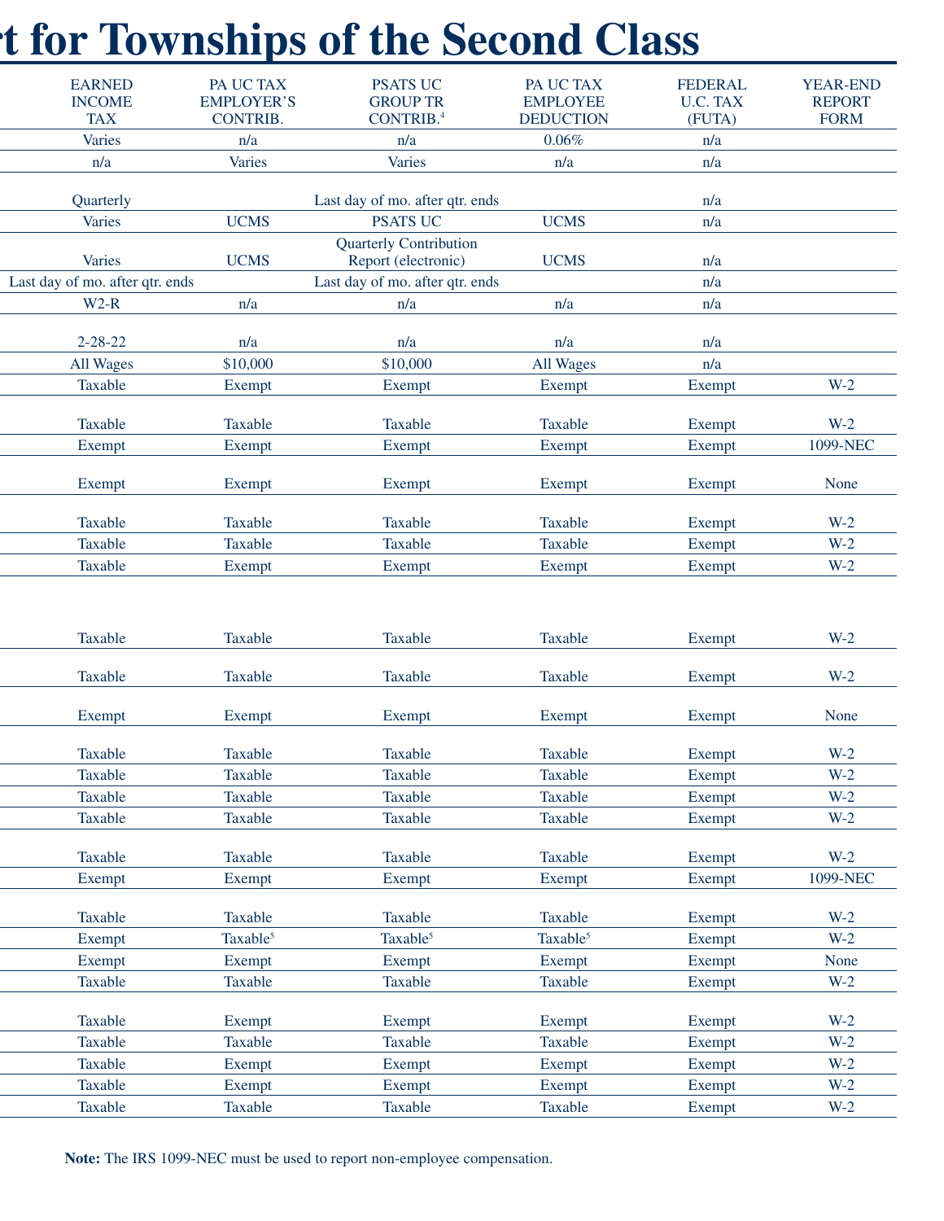# rt for Townships of the Second Class

| EARNED INCOME TAX | PA UC TAX EMPLOYER'S CONTRIB. | PSATS UC GROUP TR CONTRIB.[4] | PA UC TAX EMPLOYEE DEDUCTION | FEDERAL U.C. TAX (FUTA) | YEAR-END REPORT FORM |
|---|---|---|---|---|---|
| Varies | n/a | n/a | 0.06% | n/a | |
| n/a | Varies | Varies | n/a | n/a | |
| Quarterly | | Last day of mo. after qtr. ends | | n/a | |
| Varies | UCMS | PSATS UC | UCMS | n/a | |
| Varies | UCMS | Quarterly Contribution Report (electronic) | UCMS | n/a | |
| Last day of mo. after qtr. ends | | Last day of mo. after qtr. ends | | n/a | |
| W2-R | n/a | n/a | n/a | n/a | |
| 2-28-22 | n/a | n/a | n/a | n/a | |
| All Wages | $10,000 | $10,000 | All Wages | n/a | |
| Taxable | Exempt | Exempt | Exempt | Exempt | W-2 |
| Taxable | Taxable | Taxable | Taxable | Exempt | W-2 |
| Exempt | Exempt | Exempt | Exempt | Exempt | 1099-NEC |
| Exempt | Exempt | Exempt | Exempt | Exempt | None |
| Taxable | Taxable | Taxable | Taxable | Exempt | W-2 |
| Taxable | Taxable | Taxable | Taxable | Exempt | W-2 |
| Taxable | Exempt | Exempt | Exempt | Exempt | W-2 |
| Taxable | Taxable | Taxable | Taxable | Exempt | W-2 |
| Taxable | Taxable | Taxable | Taxable | Exempt | W-2 |
| Exempt | Exempt | Exempt | Exempt | Exempt | None |
| Taxable | Taxable | Taxable | Taxable | Exempt | W-2 |
| Taxable | Taxable | Taxable | Taxable | Exempt | W-2 |
| Taxable | Taxable | Taxable | Taxable | Exempt | W-2 |
| Taxable | Taxable | Taxable | Taxable | Exempt | W-2 |
| Taxable | Taxable | Taxable | Taxable | Exempt | W-2 |
| Exempt | Exempt | Exempt | Exempt | Exempt | 1099-NEC |
| Taxable | Taxable | Taxable | Taxable | Exempt | W-2 |
| Exempt | Taxable[5] | Taxable[5] | Taxable[5] | Exempt | W-2 |
| Exempt | Exempt | Exempt | Exempt | Exempt | None |
| Taxable | Taxable | Taxable | Taxable | Exempt | W-2 |
| Taxable | Exempt | Exempt | Exempt | Exempt | W-2 |
| Taxable | Taxable | Taxable | Taxable | Exempt | W-2 |
| Taxable | Exempt | Exempt | Exempt | Exempt | W-2 |
| Taxable | Exempt | Exempt | Exempt | Exempt | W-2 |
| Taxable | Taxable | Taxable | Taxable | Exempt | W-2 |

**Note:** The IRS 1099-NEC must be used to report non-employee compensation.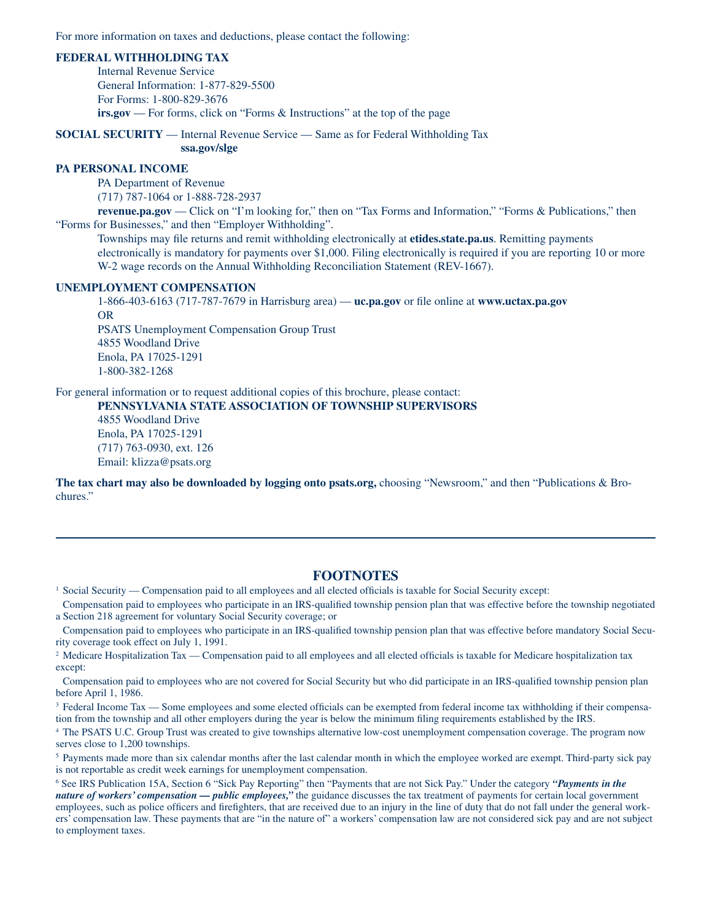For more information on taxes and deductions, please contact the following:

**FEDERAL WITHHOLDING TAX**

Internal Revenue Service
General Information: 1-877-829-5500
For Forms: 1-800-829-3676
**irs.gov** — For forms, click on "Forms & Instructions" at the top of the page

**SOCIAL SECURITY** — Internal Revenue Service — Same as for Federal Withholding Tax
**ssa.gov/slge**

**PA PERSONAL INCOME**

PA Department of Revenue
(717) 787-1064 or 1-888-728-2937
**revenue.pa.gov** — Click on "I'm looking for," then on "Tax Forms and Information," "Forms & Publications," then "Forms for Businesses," and then "Employer Withholding".

Townships may file returns and remit withholding electronically at **etides.state.pa.us**. Remitting payments electronically is mandatory for payments over $1,000. Filing electronically is required if you are reporting 10 or more W-2 wage records on the Annual Withholding Reconciliation Statement (REV-1667).

**UNEMPLOYMENT COMPENSATION**

1-866-403-6163 (717-787-7679 in Harrisburg area) — **uc.pa.gov** or file online at **www.uctax.pa.gov**
OR
PSATS Unemployment Compensation Group Trust
4855 Woodland Drive
Enola, PA 17025-1291
1-800-382-1268

For general information or to request additional copies of this brochure, please contact:

**PENNSYLVANIA STATE ASSOCIATION OF TOWNSHIP SUPERVISORS**
4855 Woodland Drive
Enola, PA 17025-1291
(717) 763-0930, ext. 126
Email: klizza@psats.org

**The tax chart may also be downloaded by logging onto psats.org,** choosing "Newsroom," and then "Publications & Brochures."

---

## FOOTNOTES

[1] Social Security — Compensation paid to all employees and all elected officials is taxable for Social Security except:

Compensation paid to employees who participate in an IRS-qualified township pension plan that was effective before the township negotiated a Section 218 agreement for voluntary Social Security coverage; or

Compensation paid to employees who participate in an IRS-qualified township pension plan that was effective before mandatory Social Security coverage took effect on July 1, 1991.

[2] Medicare Hospitalization Tax — Compensation paid to all employees and all elected officials is taxable for Medicare hospitalization tax except:

Compensation paid to employees who are not covered for Social Security but who did participate in an IRS-qualified township pension plan before April 1, 1986.

[3] Federal Income Tax — Some employees and some elected officials can be exempted from federal income tax withholding if their compensation from the township and all other employers during the year is below the minimum filing requirements established by the IRS.

[4] The PSATS U.C. Group Trust was created to give townships alternative low-cost unemployment compensation coverage. The program now serves close to 1,200 townships.

[5] Payments made more than six calendar months after the last calendar month in which the employee worked are exempt. Third-party sick pay is not reportable as credit week earnings for unemployment compensation.

[6] See IRS Publication 15A, Section 6 "Sick Pay Reporting" then "Payments that are not Sick Pay." Under the category ***"Payments in the nature of workers' compensation — public employees,"*** the guidance discusses the tax treatment of payments for certain local government employees, such as police officers and firefighters, that are received due to an injury in the line of duty that do not fall under the general workers' compensation law. These payments that are "in the nature of" a workers' compensation law are not considered sick pay and are not subject to employment taxes.